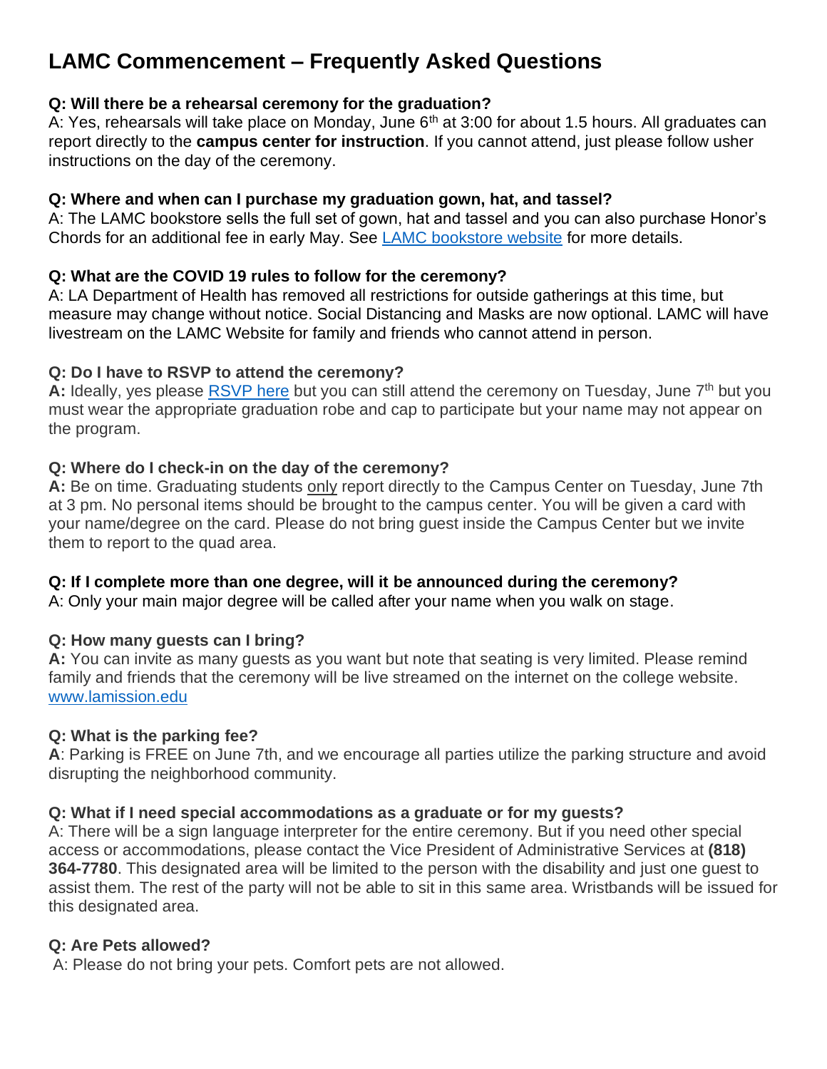# LAMC Commencement – Frequently Asked Questions

**Q: Will there be a rehearsal ceremony for the graduation?**
A: Yes, rehearsals will take place on Monday, June 6th at 3:00 for about 1.5 hours. All graduates can report directly to the **campus center for instruction**. If you cannot attend, just please follow usher instructions on the day of the ceremony.

**Q: Where and when can I purchase my graduation gown, hat, and tassel?**
A: The LAMC bookstore sells the full set of gown, hat and tassel and you can also purchase Honor's Chords for an additional fee in early May. See LAMC bookstore website for more details.

**Q: What are the COVID 19 rules to follow for the ceremony?**
A: LA Department of Health has removed all restrictions for outside gatherings at this time, but measure may change without notice. Social Distancing and Masks are now optional. LAMC will have livestream on the LAMC Website for family and friends who cannot attend in person.

**Q: Do I have to RSVP to attend the ceremony?**
**A:** Ideally, yes please RSVP here but you can still attend the ceremony on Tuesday, June 7th but you must wear the appropriate graduation robe and cap to participate but your name may not appear on the program.

**Q: Where do I check-in on the day of the ceremony?**
**A:** Be on time. Graduating students only report directly to the Campus Center on Tuesday, June 7th at 3 pm. No personal items should be brought to the campus center. You will be given a card with your name/degree on the card. Please do not bring guest inside the Campus Center but we invite them to report to the quad area.

**Q: If I complete more than one degree, will it be announced during the ceremony?**
A: Only your main major degree will be called after your name when you walk on stage.

**Q: How many guests can I bring?**
**A:** You can invite as many guests as you want but note that seating is very limited. Please remind family and friends that the ceremony will be live streamed on the internet on the college website. www.lamission.edu

**Q: What is the parking fee?**
**A**: Parking is FREE on June 7th, and we encourage all parties utilize the parking structure and avoid disrupting the neighborhood community.

**Q: What if I need special accommodations as a graduate or for my guests?**
A: There will be a sign language interpreter for the entire ceremony. But if you need other special access or accommodations, please contact the Vice President of Administrative Services at **(818) 364-7780**. This designated area will be limited to the person with the disability and just one guest to assist them. The rest of the party will not be able to sit in this same area. Wristbands will be issued for this designated area.

**Q: Are Pets allowed?**
A: Please do not bring your pets. Comfort pets are not allowed.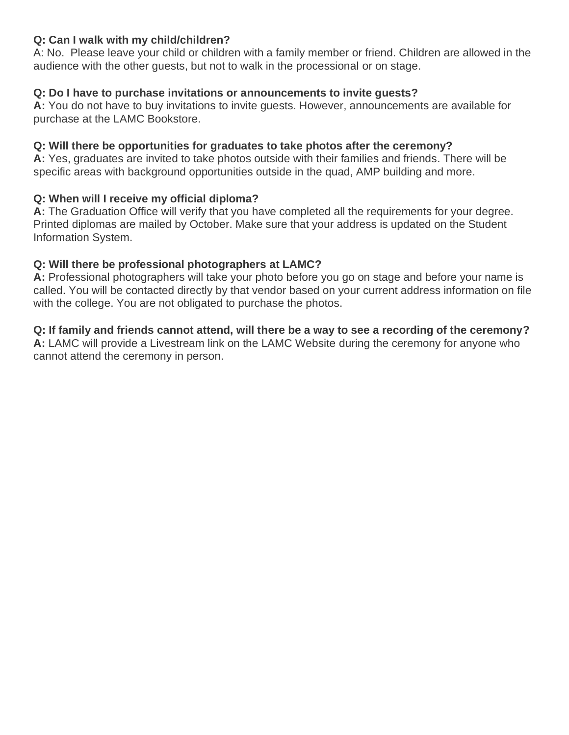**Q: Can I walk with my child/children?**
A: No. Please leave your child or children with a family member or friend. Children are allowed in the audience with the other guests, but not to walk in the processional or on stage.

**Q: Do I have to purchase invitations or announcements to invite guests?**
**A:** You do not have to buy invitations to invite guests. However, announcements are available for purchase at the LAMC Bookstore.

**Q: Will there be opportunities for graduates to take photos after the ceremony?**
**A:** Yes, graduates are invited to take photos outside with their families and friends. There will be specific areas with background opportunities outside in the quad, AMP building and more.

**Q: When will I receive my official diploma?**
**A:** The Graduation Office will verify that you have completed all the requirements for your degree. Printed diplomas are mailed by October. Make sure that your address is updated on the Student Information System.

**Q: Will there be professional photographers at LAMC?**
**A:** Professional photographers will take your photo before you go on stage and before your name is called. You will be contacted directly by that vendor based on your current address information on file with the college. You are not obligated to purchase the photos.

**Q: If family and friends cannot attend, will there be a way to see a recording of the ceremony?**
**A:** LAMC will provide a Livestream link on the LAMC Website during the ceremony for anyone who cannot attend the ceremony in person.